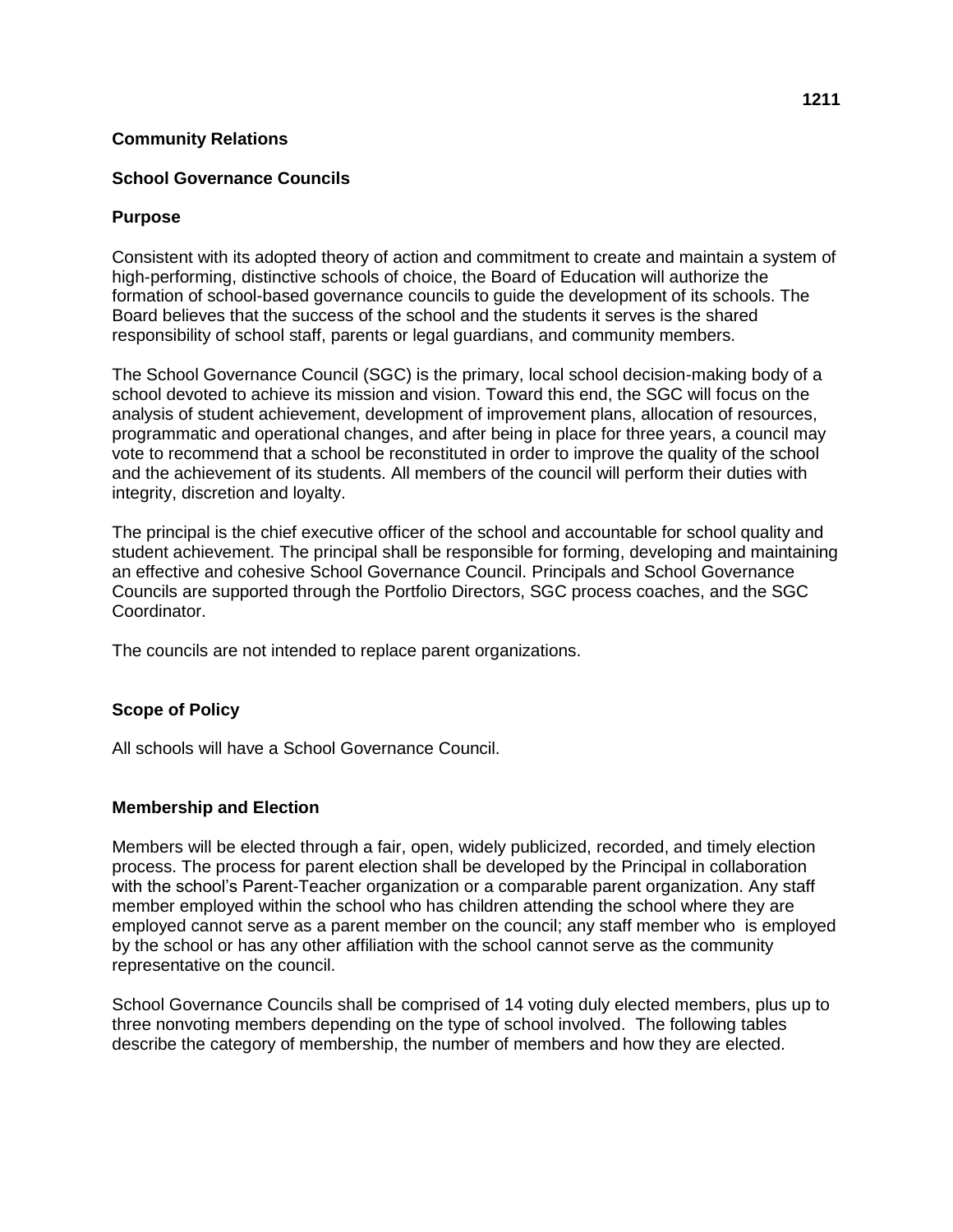**Community Relations**

**School Governance Councils**

**Purpose**

Consistent with its adopted theory of action and commitment to create and maintain a system of high-performing, distinctive schools of choice, the Board of Education will authorize the formation of school-based governance councils to guide the development of its schools. The Board believes that the success of the school and the students it serves is the shared responsibility of school staff, parents or legal guardians, and community members.

The School Governance Council (SGC) is the primary, local school decision-making body of a school devoted to achieve its mission and vision. Toward this end, the SGC will focus on the analysis of student achievement, development of improvement plans, allocation of resources, programmatic and operational changes, and after being in place for three years, a council may vote to recommend that a school be reconstituted in order to improve the quality of the school and the achievement of its students. All members of the council will perform their duties with integrity, discretion and loyalty.

The principal is the chief executive officer of the school and accountable for school quality and student achievement. The principal shall be responsible for forming, developing and maintaining an effective and cohesive School Governance Council. Principals and School Governance Councils are supported through the Portfolio Directors, SGC process coaches, and the SGC Coordinator.

The councils are not intended to replace parent organizations.

**Scope of Policy**

All schools will have a School Governance Council.

**Membership and Election**

Members will be elected through a fair, open, widely publicized, recorded, and timely election process. The process for parent election shall be developed by the Principal in collaboration with the school's Parent-Teacher organization or a comparable parent organization. Any staff member employed within the school who has children attending the school where they are employed cannot serve as a parent member on the council; any staff member who is employed by the school or has any other affiliation with the school cannot serve as the community representative on the council.

School Governance Councils shall be comprised of 14 voting duly elected members, plus up to three nonvoting members depending on the type of school involved. The following tables describe the category of membership, the number of members and how they are elected.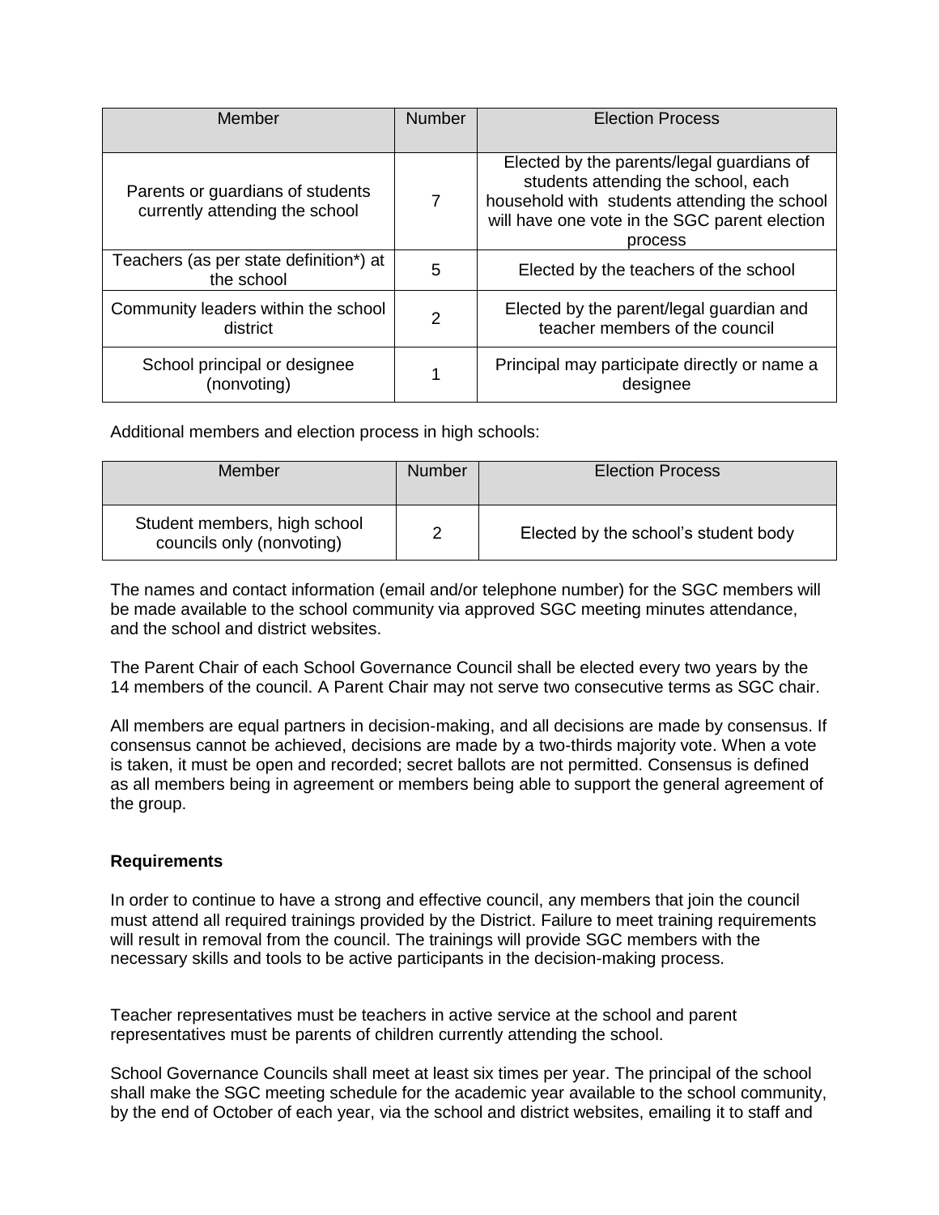| Member | Number | Election Process |
|---|---|---|
| Parents or guardians of students currently attending the school | 7 | Elected by the parents/legal guardians of students attending the school, each household with students attending the school will have one vote in the SGC parent election process |
| Teachers (as per state definition*) at the school | 5 | Elected by the teachers of the school |
| Community leaders within the school district | 2 | Elected by the parent/legal guardian and teacher members of the council |
| School principal or designee (nonvoting) | 1 | Principal may participate directly or name a designee |

Additional members and election process in high schools:

| Member | Number | Election Process |
|---|---|---|
| Student members, high school councils only (nonvoting) | 2 | Elected by the school's student body |

The names and contact information (email and/or telephone number) for the SGC members will be made available to the school community via approved SGC meeting minutes attendance, and the school and district websites.

The Parent Chair of each School Governance Council shall be elected every two years by the 14 members of the council. A Parent Chair may not serve two consecutive terms as SGC chair.

All members are equal partners in decision-making, and all decisions are made by consensus. If consensus cannot be achieved, decisions are made by a two-thirds majority vote. When a vote is taken, it must be open and recorded; secret ballots are not permitted. Consensus is defined as all members being in agreement or members being able to support the general agreement of the group.

**Requirements**

In order to continue to have a strong and effective council, any members that join the council must attend all required trainings provided by the District. Failure to meet training requirements will result in removal from the council. The trainings will provide SGC members with the necessary skills and tools to be active participants in the decision-making process.

Teacher representatives must be teachers in active service at the school and parent representatives must be parents of children currently attending the school.

School Governance Councils shall meet at least six times per year. The principal of the school shall make the SGC meeting schedule for the academic year available to the school community, by the end of October of each year, via the school and district websites, emailing it to staff and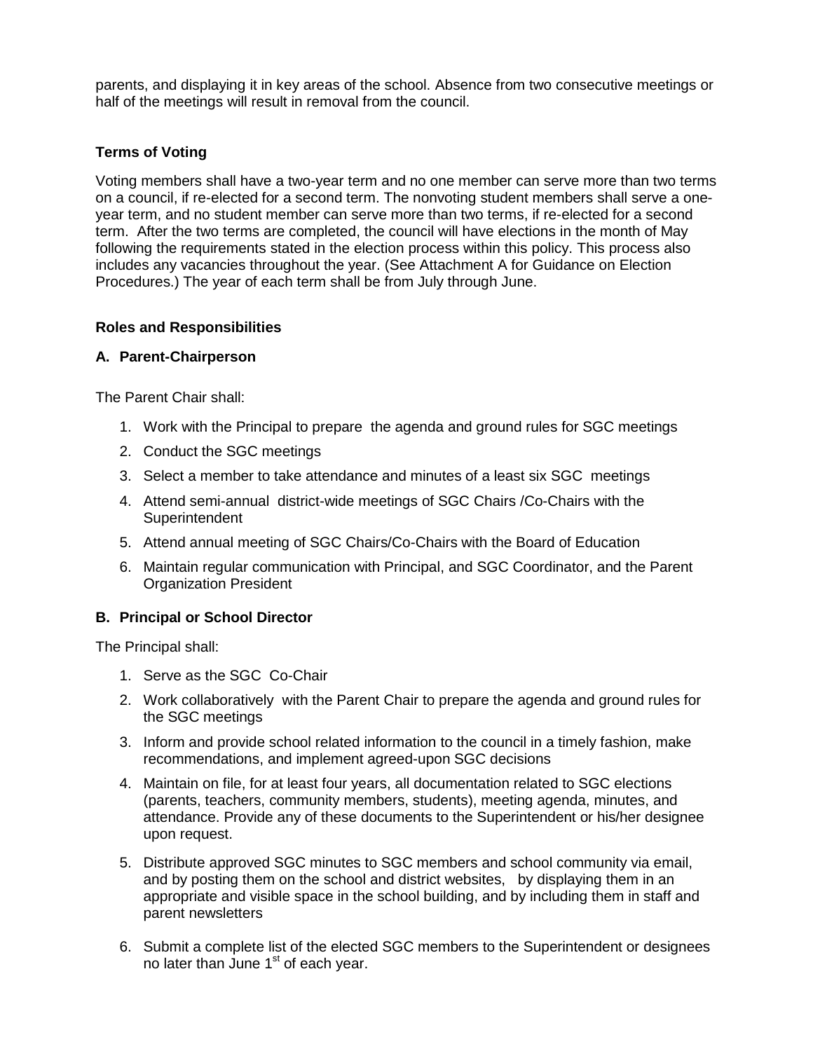parents, and displaying it in key areas of the school. Absence from two consecutive meetings or half of the meetings will result in removal from the council.

### Terms of Voting

Voting members shall have a two-year term and no one member can serve more than two terms on a council, if re-elected for a second term. The nonvoting student members shall serve a one-year term, and no student member can serve more than two terms, if re-elected for a second term. After the two terms are completed, the council will have elections in the month of May following the requirements stated in the election process within this policy. This process also includes any vacancies throughout the year. (See Attachment A for Guidance on Election Procedures.) The year of each term shall be from July through June.

### Roles and Responsibilities

#### A. Parent-Chairperson

The Parent Chair shall:

1. Work with the Principal to prepare the agenda and ground rules for SGC meetings
2. Conduct the SGC meetings
3. Select a member to take attendance and minutes of a least six SGC meetings
4. Attend semi-annual district-wide meetings of SGC Chairs /Co-Chairs with the Superintendent
5. Attend annual meeting of SGC Chairs/Co-Chairs with the Board of Education
6. Maintain regular communication with Principal, and SGC Coordinator, and the Parent Organization President

#### B. Principal or School Director

The Principal shall:

1. Serve as the SGC Co-Chair
2. Work collaboratively with the Parent Chair to prepare the agenda and ground rules for the SGC meetings
3. Inform and provide school related information to the council in a timely fashion, make recommendations, and implement agreed-upon SGC decisions
4. Maintain on file, for at least four years, all documentation related to SGC elections (parents, teachers, community members, students), meeting agenda, minutes, and attendance. Provide any of these documents to the Superintendent or his/her designee upon request.
5. Distribute approved SGC minutes to SGC members and school community via email, and by posting them on the school and district websites, by displaying them in an appropriate and visible space in the school building, and by including them in staff and parent newsletters
6. Submit a complete list of the elected SGC members to the Superintendent or designees no later than June 1st of each year.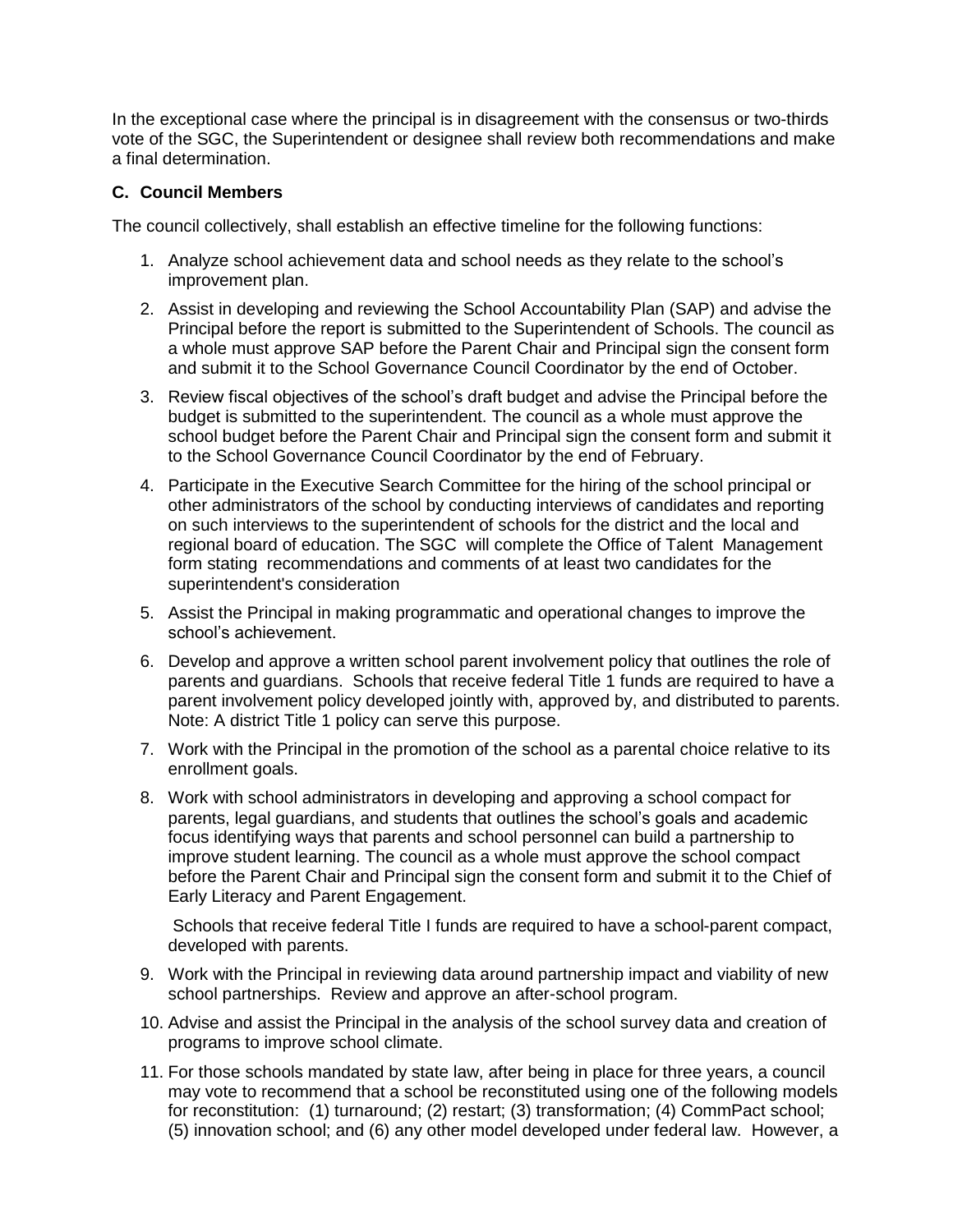In the exceptional case where the principal is in disagreement with the consensus or two-thirds vote of the SGC, the Superintendent or designee shall review both recommendations and make a final determination.

### C. Council Members

The council collectively, shall establish an effective timeline for the following functions:

1. Analyze school achievement data and school needs as they relate to the school's improvement plan.
2. Assist in developing and reviewing the School Accountability Plan (SAP) and advise the Principal before the report is submitted to the Superintendent of Schools. The council as a whole must approve SAP before the Parent Chair and Principal sign the consent form and submit it to the School Governance Council Coordinator by the end of October.
3. Review fiscal objectives of the school's draft budget and advise the Principal before the budget is submitted to the superintendent. The council as a whole must approve the school budget before the Parent Chair and Principal sign the consent form and submit it to the School Governance Council Coordinator by the end of February.
4. Participate in the Executive Search Committee for the hiring of the school principal or other administrators of the school by conducting interviews of candidates and reporting on such interviews to the superintendent of schools for the district and the local and regional board of education. The SGC will complete the Office of Talent Management form stating recommendations and comments of at least two candidates for the superintendent's consideration
5. Assist the Principal in making programmatic and operational changes to improve the school's achievement.
6. Develop and approve a written school parent involvement policy that outlines the role of parents and guardians. Schools that receive federal Title 1 funds are required to have a parent involvement policy developed jointly with, approved by, and distributed to parents. Note: A district Title 1 policy can serve this purpose.
7. Work with the Principal in the promotion of the school as a parental choice relative to its enrollment goals.
8. Work with school administrators in developing and approving a school compact for parents, legal guardians, and students that outlines the school's goals and academic focus identifying ways that parents and school personnel can build a partnership to improve student learning. The council as a whole must approve the school compact before the Parent Chair and Principal sign the consent form and submit it to the Chief of Early Literacy and Parent Engagement.

   Schools that receive federal Title I funds are required to have a school-parent compact, developed with parents.
9. Work with the Principal in reviewing data around partnership impact and viability of new school partnerships. Review and approve an after-school program.
10. Advise and assist the Principal in the analysis of the school survey data and creation of programs to improve school climate.
11. For those schools mandated by state law, after being in place for three years, a council may vote to recommend that a school be reconstituted using one of the following models for reconstitution: (1) turnaround; (2) restart; (3) transformation; (4) CommPact school; (5) innovation school; and (6) any other model developed under federal law. However, a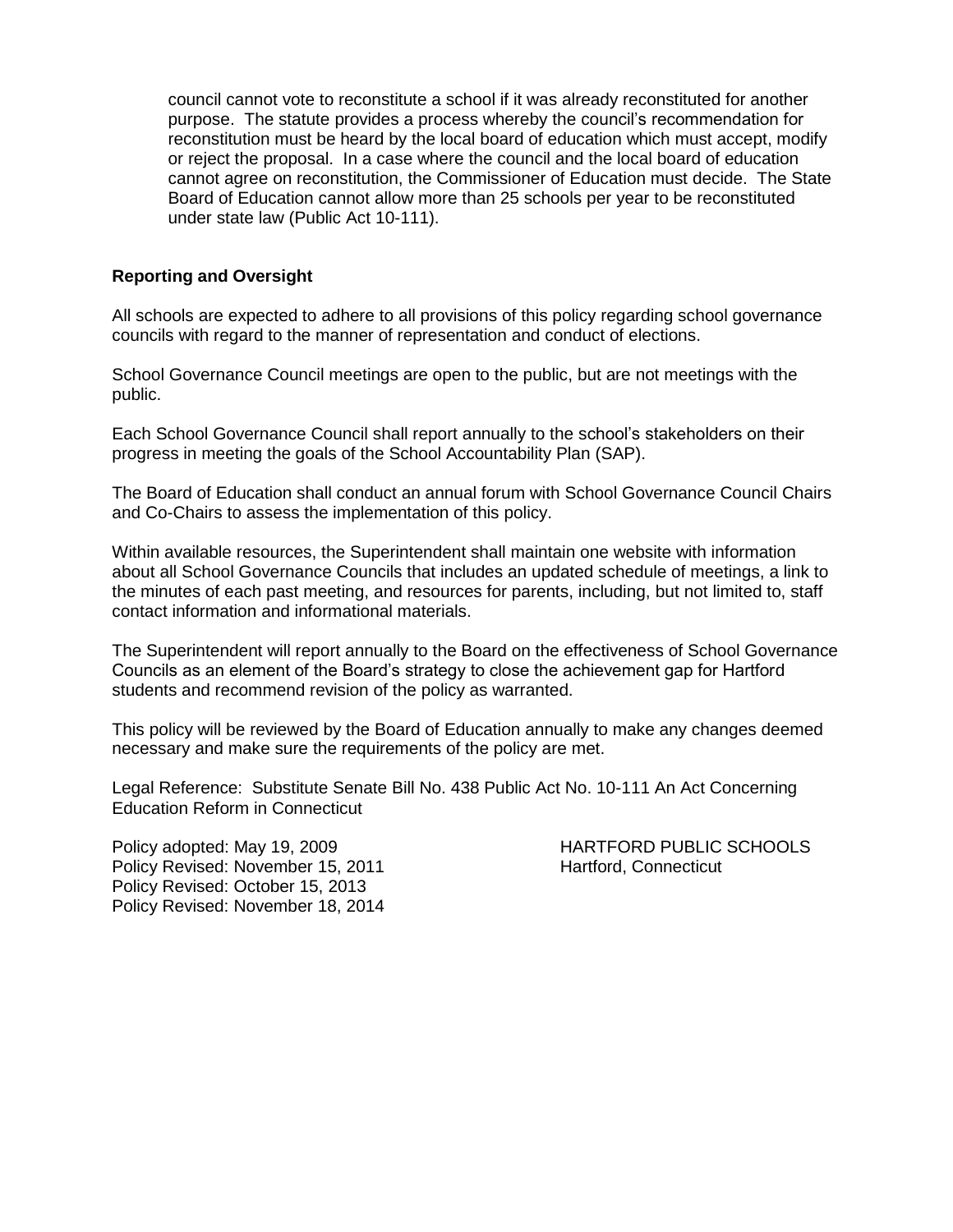council cannot vote to reconstitute a school if it was already reconstituted for another purpose. The statute provides a process whereby the council's recommendation for reconstitution must be heard by the local board of education which must accept, modify or reject the proposal. In a case where the council and the local board of education cannot agree on reconstitution, the Commissioner of Education must decide. The State Board of Education cannot allow more than 25 schools per year to be reconstituted under state law (Public Act 10-111).

**Reporting and Oversight**

All schools are expected to adhere to all provisions of this policy regarding school governance councils with regard to the manner of representation and conduct of elections.

School Governance Council meetings are open to the public, but are not meetings with the public.

Each School Governance Council shall report annually to the school's stakeholders on their progress in meeting the goals of the School Accountability Plan (SAP).

The Board of Education shall conduct an annual forum with School Governance Council Chairs and Co-Chairs to assess the implementation of this policy.

Within available resources, the Superintendent shall maintain one website with information about all School Governance Councils that includes an updated schedule of meetings, a link to the minutes of each past meeting, and resources for parents, including, but not limited to, staff contact information and informational materials.

The Superintendent will report annually to the Board on the effectiveness of School Governance Councils as an element of the Board's strategy to close the achievement gap for Hartford students and recommend revision of the policy as warranted.

This policy will be reviewed by the Board of Education annually to make any changes deemed necessary and make sure the requirements of the policy are met.

Legal Reference: Substitute Senate Bill No. 438 Public Act No. 10-111 An Act Concerning Education Reform in Connecticut

Policy adopted: May 19, 2009
Policy Revised: November 15, 2011
Policy Revised: October 15, 2013
Policy Revised: November 18, 2014

HARTFORD PUBLIC SCHOOLS
Hartford, Connecticut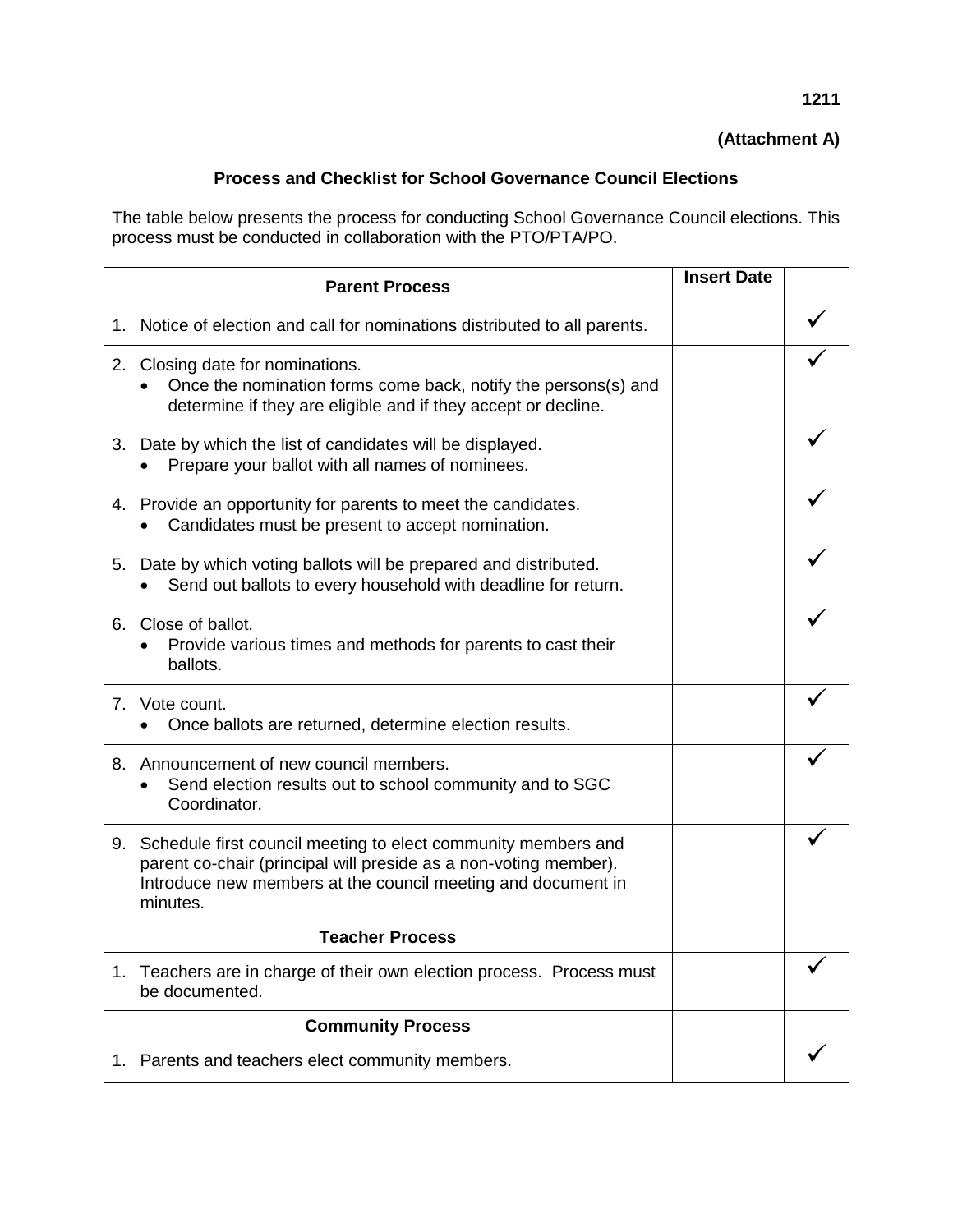1211

**(Attachment A)**

## Process and Checklist for School Governance Council Elections

The table below presents the process for conducting School Governance Council elections. This process must be conducted in collaboration with the PTO/PTA/PO.

| **Parent Process** | **Insert Date** | |
|---|---|---|
| 1. Notice of election and call for nominations distributed to all parents. | | ✓ |
| 2. Closing date for nominations.<br>• Once the nomination forms come back, notify the persons(s) and determine if they are eligible and if they accept or decline. | | ✓ |
| 3. Date by which the list of candidates will be displayed.<br>• Prepare your ballot with all names of nominees. | | ✓ |
| 4. Provide an opportunity for parents to meet the candidates.<br>• Candidates must be present to accept nomination. | | ✓ |
| 5. Date by which voting ballots will be prepared and distributed.<br>• Send out ballots to every household with deadline for return. | | ✓ |
| 6. Close of ballot.<br>• Provide various times and methods for parents to cast their ballots. | | ✓ |
| 7. Vote count.<br>• Once ballots are returned, determine election results. | | ✓ |
| 8. Announcement of new council members.<br>• Send election results out to school community and to SGC Coordinator. | | ✓ |
| 9. Schedule first council meeting to elect community members and parent co-chair (principal will preside as a non-voting member). Introduce new members at the council meeting and document in minutes. | | ✓ |
| **Teacher Process** | | |
| 1. Teachers are in charge of their own election process. Process must be documented. | | ✓ |
| **Community Process** | | |
| 1. Parents and teachers elect community members. | | ✓ |